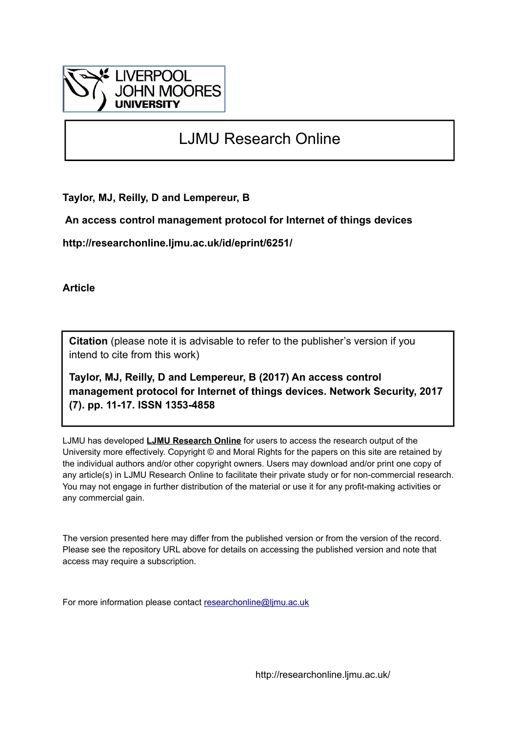# LJMU Research Online

**Taylor, MJ, Reilly, D and Lempereur, B**

**An access control management protocol for Internet of things devices**

**http://researchonline.ljmu.ac.uk/id/eprint/6251/**

**Article**

**Citation** (please note it is advisable to refer to the publisher's version if you intend to cite from this work)

**Taylor, MJ, Reilly, D and Lempereur, B (2017) An access control management protocol for Internet of things devices. Network Security, 2017 (7). pp. 11-17. ISSN 1353-4858**

LJMU has developed **LJMU Research Online** for users to access the research output of the University more effectively. Copyright © and Moral Rights for the papers on this site are retained by the individual authors and/or other copyright owners. Users may download and/or print one copy of any article(s) in LJMU Research Online to facilitate their private study or for non-commercial research. You may not engage in further distribution of the material or use it for any profit-making activities or any commercial gain.

The version presented here may differ from the published version or from the version of the record. Please see the repository URL above for details on accessing the published version and note that access may require a subscription.

For more information please contact researchonline@ljmu.ac.uk

http://researchonline.ljmu.ac.uk/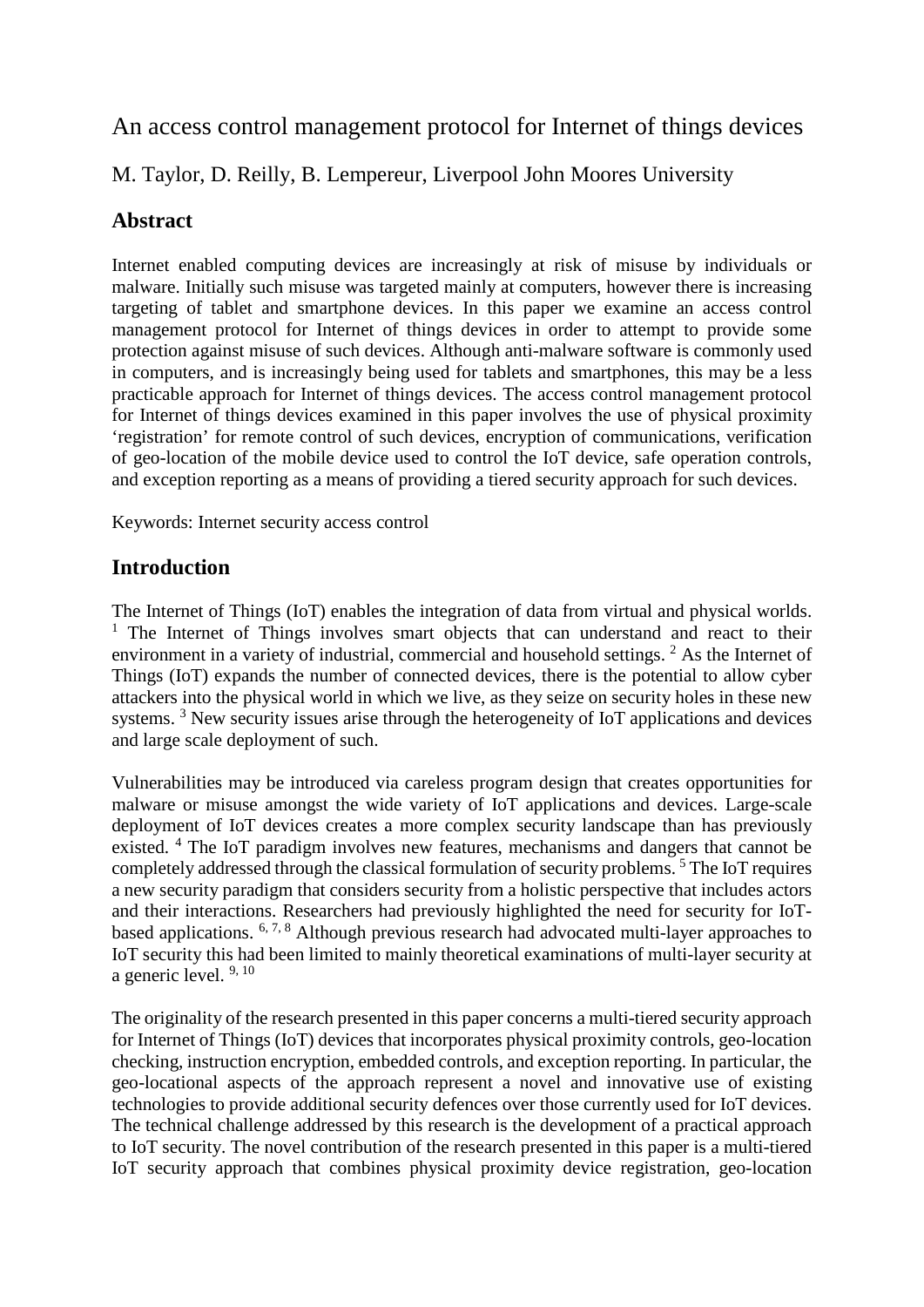# An access control management protocol for Internet of things devices

M. Taylor, D. Reilly, B. Lempereur, Liverpool John Moores University

## Abstract

Internet enabled computing devices are increasingly at risk of misuse by individuals or malware. Initially such misuse was targeted mainly at computers, however there is increasing targeting of tablet and smartphone devices. In this paper we examine an access control management protocol for Internet of things devices in order to attempt to provide some protection against misuse of such devices. Although anti-malware software is commonly used in computers, and is increasingly being used for tablets and smartphones, this may be a less practicable approach for Internet of things devices. The access control management protocol for Internet of things devices examined in this paper involves the use of physical proximity 'registration' for remote control of such devices, encryption of communications, verification of geo-location of the mobile device used to control the IoT device, safe operation controls, and exception reporting as a means of providing a tiered security approach for such devices.

Keywords: Internet security access control

## Introduction

The Internet of Things (IoT) enables the integration of data from virtual and physical worlds. [1] The Internet of Things involves smart objects that can understand and react to their environment in a variety of industrial, commercial and household settings. [2] As the Internet of Things (IoT) expands the number of connected devices, there is the potential to allow cyber attackers into the physical world in which we live, as they seize on security holes in these new systems. [3] New security issues arise through the heterogeneity of IoT applications and devices and large scale deployment of such.

Vulnerabilities may be introduced via careless program design that creates opportunities for malware or misuse amongst the wide variety of IoT applications and devices. Large-scale deployment of IoT devices creates a more complex security landscape than has previously existed. [4] The IoT paradigm involves new features, mechanisms and dangers that cannot be completely addressed through the classical formulation of security problems. [5] The IoT requires a new security paradigm that considers security from a holistic perspective that includes actors and their interactions. Researchers had previously highlighted the need for security for IoT-based applications. [6, 7, 8] Although previous research had advocated multi-layer approaches to IoT security this had been limited to mainly theoretical examinations of multi-layer security at a generic level. [9, 10]

The originality of the research presented in this paper concerns a multi-tiered security approach for Internet of Things (IoT) devices that incorporates physical proximity controls, geo-location checking, instruction encryption, embedded controls, and exception reporting. In particular, the geo-locational aspects of the approach represent a novel and innovative use of existing technologies to provide additional security defences over those currently used for IoT devices. The technical challenge addressed by this research is the development of a practical approach to IoT security. The novel contribution of the research presented in this paper is a multi-tiered IoT security approach that combines physical proximity device registration, geo-location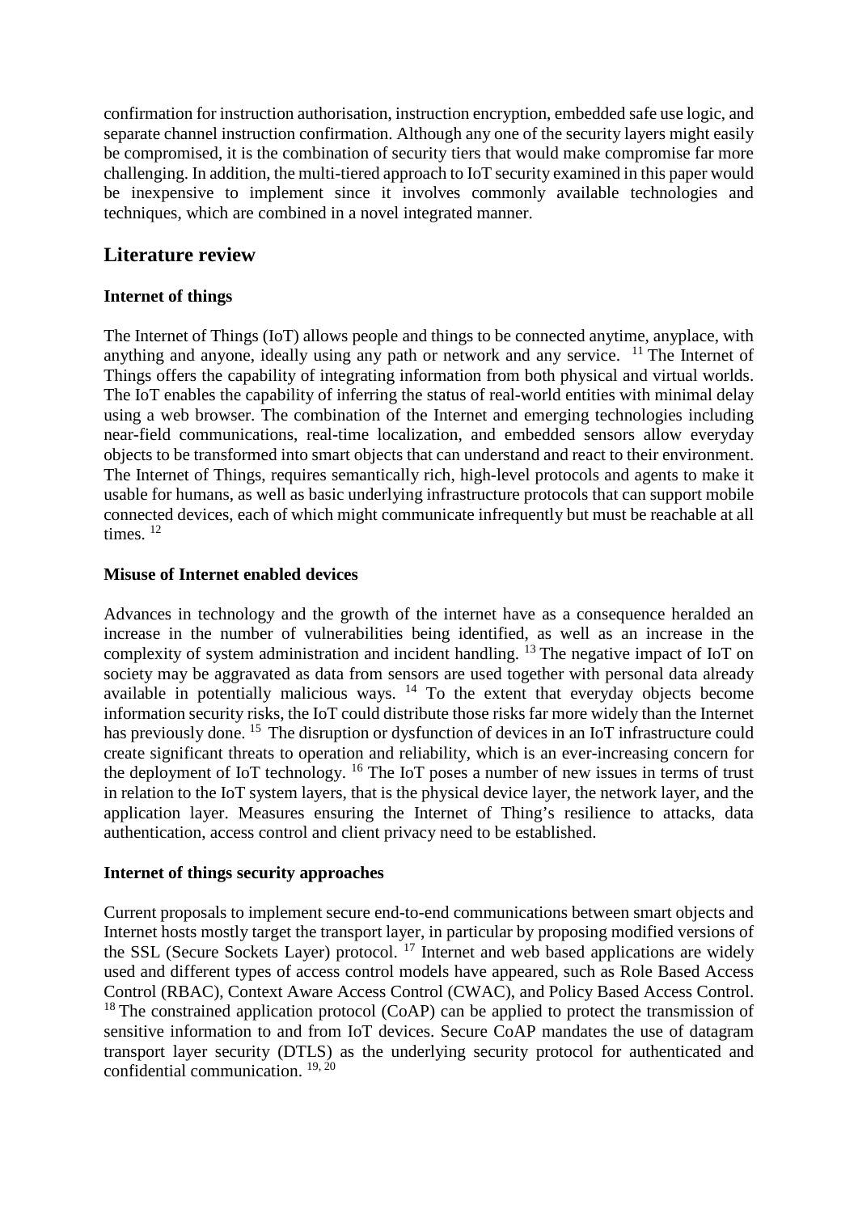confirmation for instruction authorisation, instruction encryption, embedded safe use logic, and separate channel instruction confirmation. Although any one of the security layers might easily be compromised, it is the combination of security tiers that would make compromise far more challenging. In addition, the multi-tiered approach to IoT security examined in this paper would be inexpensive to implement since it involves commonly available technologies and techniques, which are combined in a novel integrated manner.

## Literature review

### Internet of things

The Internet of Things (IoT) allows people and things to be connected anytime, anyplace, with anything and anyone, ideally using any path or network and any service. [11] The Internet of Things offers the capability of integrating information from both physical and virtual worlds. The IoT enables the capability of inferring the status of real-world entities with minimal delay using a web browser. The combination of the Internet and emerging technologies including near-field communications, real-time localization, and embedded sensors allow everyday objects to be transformed into smart objects that can understand and react to their environment. The Internet of Things, requires semantically rich, high-level protocols and agents to make it usable for humans, as well as basic underlying infrastructure protocols that can support mobile connected devices, each of which might communicate infrequently but must be reachable at all times. [12]

### Misuse of Internet enabled devices

Advances in technology and the growth of the internet have as a consequence heralded an increase in the number of vulnerabilities being identified, as well as an increase in the complexity of system administration and incident handling. [13] The negative impact of IoT on society may be aggravated as data from sensors are used together with personal data already available in potentially malicious ways. [14] To the extent that everyday objects become information security risks, the IoT could distribute those risks far more widely than the Internet has previously done. [15] The disruption or dysfunction of devices in an IoT infrastructure could create significant threats to operation and reliability, which is an ever-increasing concern for the deployment of IoT technology. [16] The IoT poses a number of new issues in terms of trust in relation to the IoT system layers, that is the physical device layer, the network layer, and the application layer. Measures ensuring the Internet of Thing's resilience to attacks, data authentication, access control and client privacy need to be established.

### Internet of things security approaches

Current proposals to implement secure end-to-end communications between smart objects and Internet hosts mostly target the transport layer, in particular by proposing modified versions of the SSL (Secure Sockets Layer) protocol. [17] Internet and web based applications are widely used and different types of access control models have appeared, such as Role Based Access Control (RBAC), Context Aware Access Control (CWAC), and Policy Based Access Control. [18] The constrained application protocol (CoAP) can be applied to protect the transmission of sensitive information to and from IoT devices. Secure CoAP mandates the use of datagram transport layer security (DTLS) as the underlying security protocol for authenticated and confidential communication. [19, 20]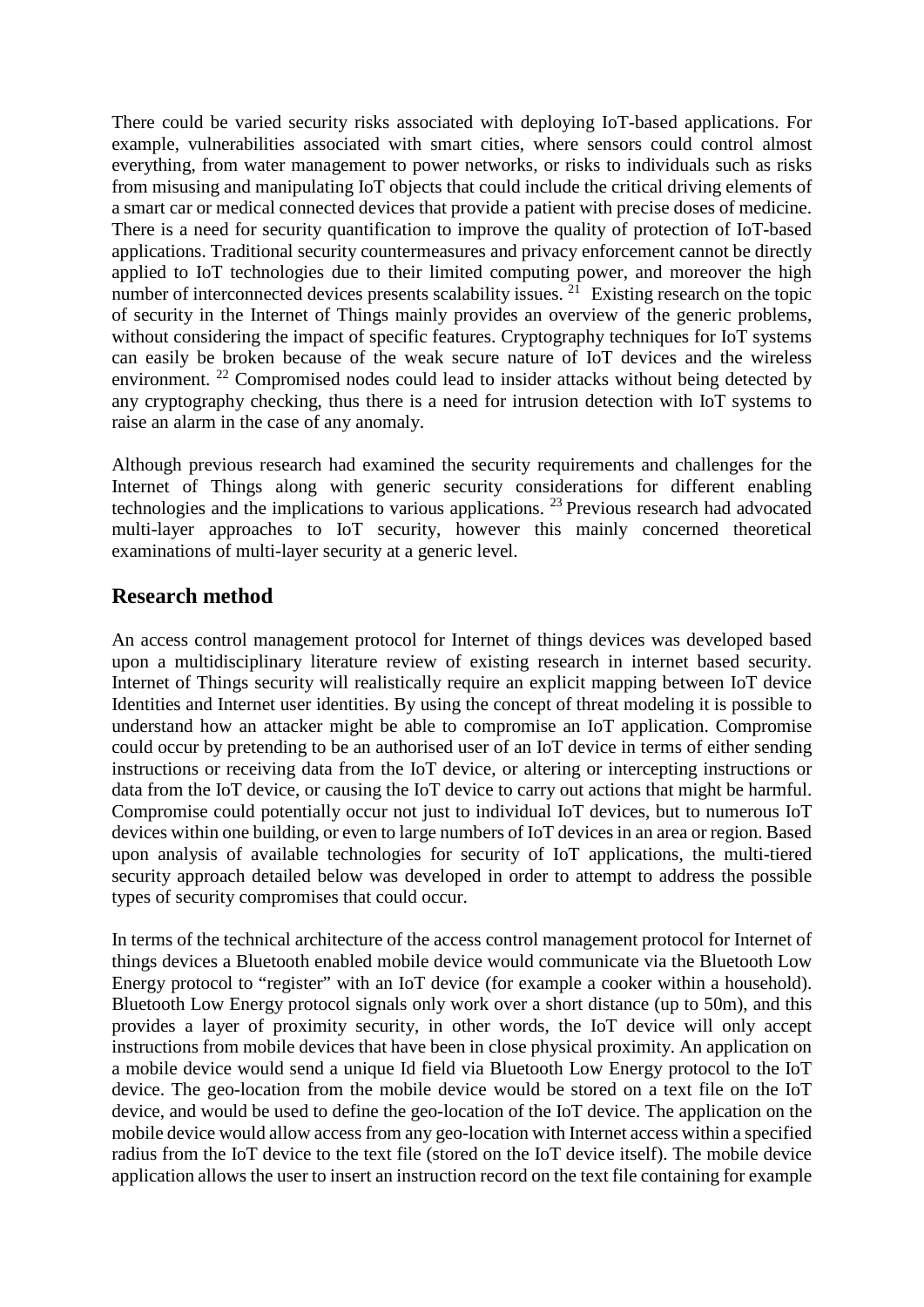There could be varied security risks associated with deploying IoT-based applications. For example, vulnerabilities associated with smart cities, where sensors could control almost everything, from water management to power networks, or risks to individuals such as risks from misusing and manipulating IoT objects that could include the critical driving elements of a smart car or medical connected devices that provide a patient with precise doses of medicine. There is a need for security quantification to improve the quality of protection of IoT-based applications. Traditional security countermeasures and privacy enforcement cannot be directly applied to IoT technologies due to their limited computing power, and moreover the high number of interconnected devices presents scalability issues. [21] Existing research on the topic of security in the Internet of Things mainly provides an overview of the generic problems, without considering the impact of specific features. Cryptography techniques for IoT systems can easily be broken because of the weak secure nature of IoT devices and the wireless environment. [22] Compromised nodes could lead to insider attacks without being detected by any cryptography checking, thus there is a need for intrusion detection with IoT systems to raise an alarm in the case of any anomaly.

Although previous research had examined the security requirements and challenges for the Internet of Things along with generic security considerations for different enabling technologies and the implications to various applications. [23] Previous research had advocated multi-layer approaches to IoT security, however this mainly concerned theoretical examinations of multi-layer security at a generic level.

## Research method

An access control management protocol for Internet of things devices was developed based upon a multidisciplinary literature review of existing research in internet based security. Internet of Things security will realistically require an explicit mapping between IoT device Identities and Internet user identities. By using the concept of threat modeling it is possible to understand how an attacker might be able to compromise an IoT application. Compromise could occur by pretending to be an authorised user of an IoT device in terms of either sending instructions or receiving data from the IoT device, or altering or intercepting instructions or data from the IoT device, or causing the IoT device to carry out actions that might be harmful. Compromise could potentially occur not just to individual IoT devices, but to numerous IoT devices within one building, or even to large numbers of IoT devices in an area or region. Based upon analysis of available technologies for security of IoT applications, the multi-tiered security approach detailed below was developed in order to attempt to address the possible types of security compromises that could occur.

In terms of the technical architecture of the access control management protocol for Internet of things devices a Bluetooth enabled mobile device would communicate via the Bluetooth Low Energy protocol to "register" with an IoT device (for example a cooker within a household). Bluetooth Low Energy protocol signals only work over a short distance (up to 50m), and this provides a layer of proximity security, in other words, the IoT device will only accept instructions from mobile devices that have been in close physical proximity. An application on a mobile device would send a unique Id field via Bluetooth Low Energy protocol to the IoT device. The geo-location from the mobile device would be stored on a text file on the IoT device, and would be used to define the geo-location of the IoT device. The application on the mobile device would allow access from any geo-location with Internet access within a specified radius from the IoT device to the text file (stored on the IoT device itself). The mobile device application allows the user to insert an instruction record on the text file containing for example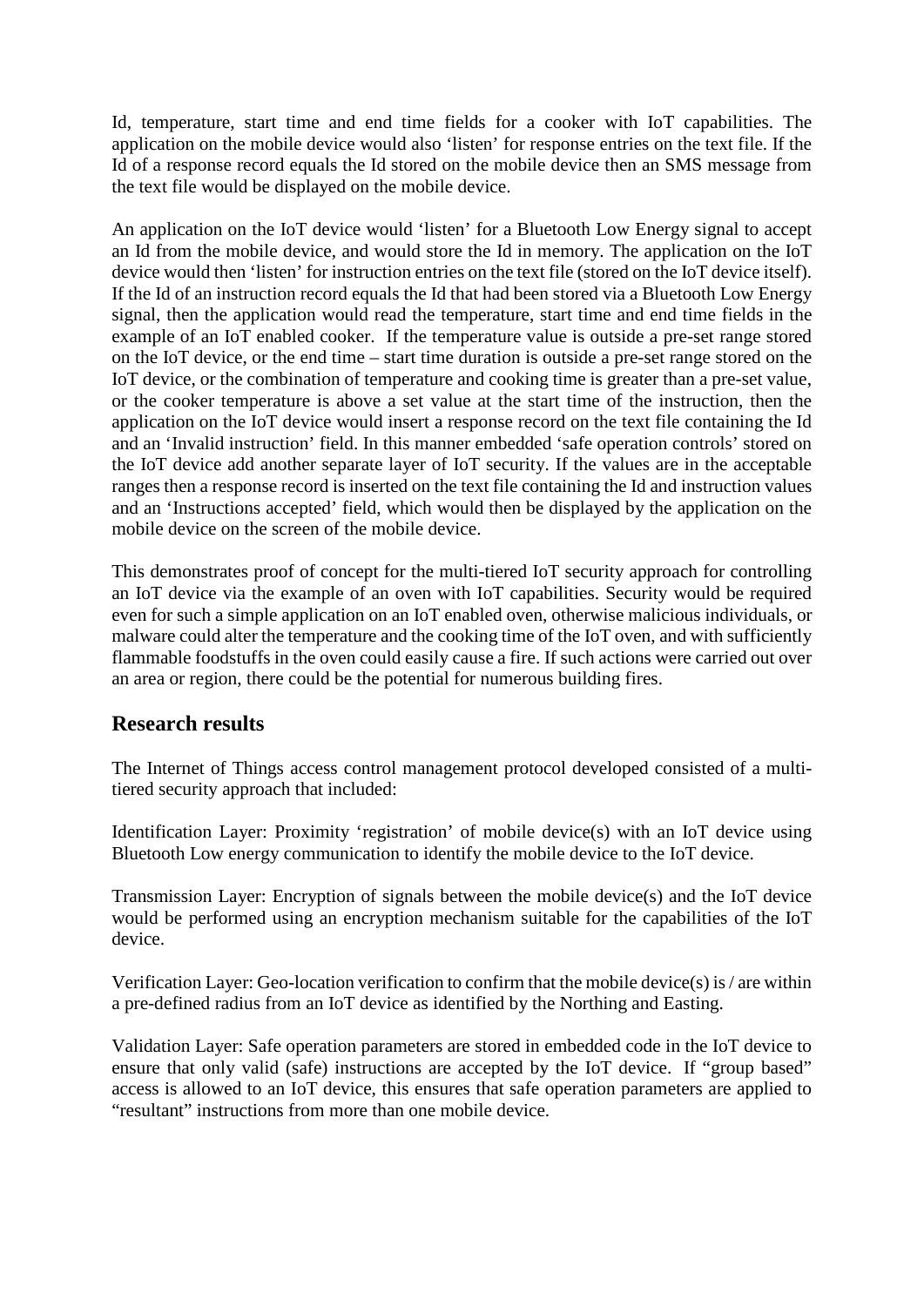Id, temperature, start time and end time fields for a cooker with IoT capabilities. The application on the mobile device would also 'listen' for response entries on the text file. If the Id of a response record equals the Id stored on the mobile device then an SMS message from the text file would be displayed on the mobile device.

An application on the IoT device would 'listen' for a Bluetooth Low Energy signal to accept an Id from the mobile device, and would store the Id in memory. The application on the IoT device would then 'listen' for instruction entries on the text file (stored on the IoT device itself). If the Id of an instruction record equals the Id that had been stored via a Bluetooth Low Energy signal, then the application would read the temperature, start time and end time fields in the example of an IoT enabled cooker. If the temperature value is outside a pre-set range stored on the IoT device, or the end time – start time duration is outside a pre-set range stored on the IoT device, or the combination of temperature and cooking time is greater than a pre-set value, or the cooker temperature is above a set value at the start time of the instruction, then the application on the IoT device would insert a response record on the text file containing the Id and an 'Invalid instruction' field. In this manner embedded 'safe operation controls' stored on the IoT device add another separate layer of IoT security. If the values are in the acceptable ranges then a response record is inserted on the text file containing the Id and instruction values and an 'Instructions accepted' field, which would then be displayed by the application on the mobile device on the screen of the mobile device.

This demonstrates proof of concept for the multi-tiered IoT security approach for controlling an IoT device via the example of an oven with IoT capabilities. Security would be required even for such a simple application on an IoT enabled oven, otherwise malicious individuals, or malware could alter the temperature and the cooking time of the IoT oven, and with sufficiently flammable foodstuffs in the oven could easily cause a fire. If such actions were carried out over an area or region, there could be the potential for numerous building fires.

## Research results

The Internet of Things access control management protocol developed consisted of a multi-tiered security approach that included:

Identification Layer: Proximity 'registration' of mobile device(s) with an IoT device using Bluetooth Low energy communication to identify the mobile device to the IoT device.

Transmission Layer: Encryption of signals between the mobile device(s) and the IoT device would be performed using an encryption mechanism suitable for the capabilities of the IoT device.

Verification Layer: Geo-location verification to confirm that the mobile device(s) is / are within a pre-defined radius from an IoT device as identified by the Northing and Easting.

Validation Layer: Safe operation parameters are stored in embedded code in the IoT device to ensure that only valid (safe) instructions are accepted by the IoT device. If "group based" access is allowed to an IoT device, this ensures that safe operation parameters are applied to "resultant" instructions from more than one mobile device.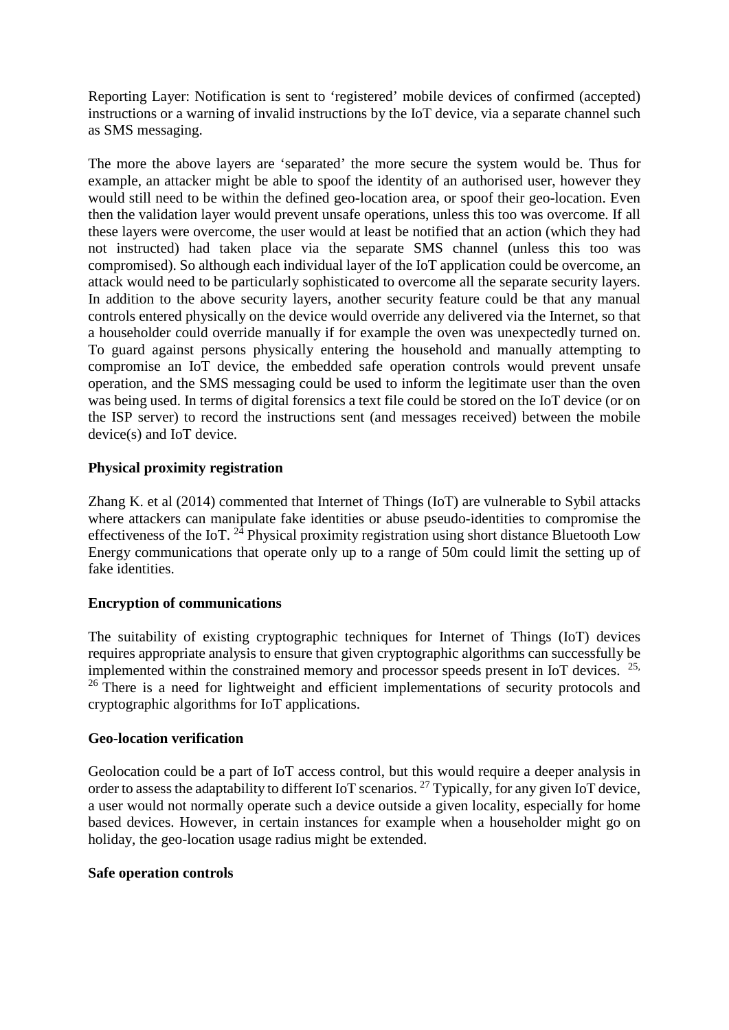Reporting Layer: Notification is sent to 'registered' mobile devices of confirmed (accepted) instructions or a warning of invalid instructions by the IoT device, via a separate channel such as SMS messaging.

The more the above layers are 'separated' the more secure the system would be. Thus for example, an attacker might be able to spoof the identity of an authorised user, however they would still need to be within the defined geo-location area, or spoof their geo-location. Even then the validation layer would prevent unsafe operations, unless this too was overcome. If all these layers were overcome, the user would at least be notified that an action (which they had not instructed) had taken place via the separate SMS channel (unless this too was compromised). So although each individual layer of the IoT application could be overcome, an attack would need to be particularly sophisticated to overcome all the separate security layers. In addition to the above security layers, another security feature could be that any manual controls entered physically on the device would override any delivered via the Internet, so that a householder could override manually if for example the oven was unexpectedly turned on. To guard against persons physically entering the household and manually attempting to compromise an IoT device, the embedded safe operation controls would prevent unsafe operation, and the SMS messaging could be used to inform the legitimate user than the oven was being used. In terms of digital forensics a text file could be stored on the IoT device (or on the ISP server) to record the instructions sent (and messages received) between the mobile device(s) and IoT device.

**Physical proximity registration**

Zhang K. et al (2014) commented that Internet of Things (IoT) are vulnerable to Sybil attacks where attackers can manipulate fake identities or abuse pseudo-identities to compromise the effectiveness of the IoT. [24] Physical proximity registration using short distance Bluetooth Low Energy communications that operate only up to a range of 50m could limit the setting up of fake identities.

**Encryption of communications**

The suitability of existing cryptographic techniques for Internet of Things (IoT) devices requires appropriate analysis to ensure that given cryptographic algorithms can successfully be implemented within the constrained memory and processor speeds present in IoT devices. [25, 26] There is a need for lightweight and efficient implementations of security protocols and cryptographic algorithms for IoT applications.

**Geo-location verification**

Geolocation could be a part of IoT access control, but this would require a deeper analysis in order to assess the adaptability to different IoT scenarios. [27] Typically, for any given IoT device, a user would not normally operate such a device outside a given locality, especially for home based devices. However, in certain instances for example when a householder might go on holiday, the geo-location usage radius might be extended.

**Safe operation controls**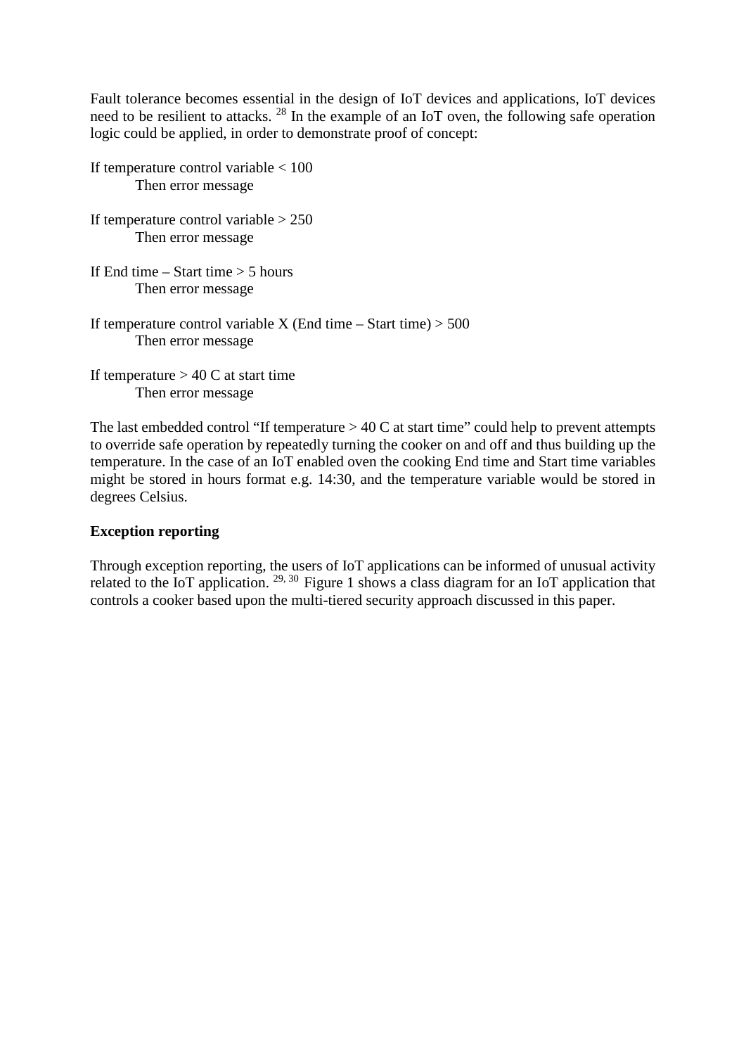Fault tolerance becomes essential in the design of IoT devices and applications, IoT devices need to be resilient to attacks. [28] In the example of an IoT oven, the following safe operation logic could be applied, in order to demonstrate proof of concept:

If temperature control variable < 100
    Then error message

If temperature control variable > 250
    Then error message

If End time – Start time > 5 hours
    Then error message

If temperature control variable X (End time – Start time) > 500
    Then error message

If temperature > 40 C at start time
    Then error message

The last embedded control "If temperature > 40 C at start time" could help to prevent attempts to override safe operation by repeatedly turning the cooker on and off and thus building up the temperature. In the case of an IoT enabled oven the cooking End time and Start time variables might be stored in hours format e.g. 14:30, and the temperature variable would be stored in degrees Celsius.

**Exception reporting**

Through exception reporting, the users of IoT applications can be informed of unusual activity related to the IoT application. [29, 30] Figure 1 shows a class diagram for an IoT application that controls a cooker based upon the multi-tiered security approach discussed in this paper.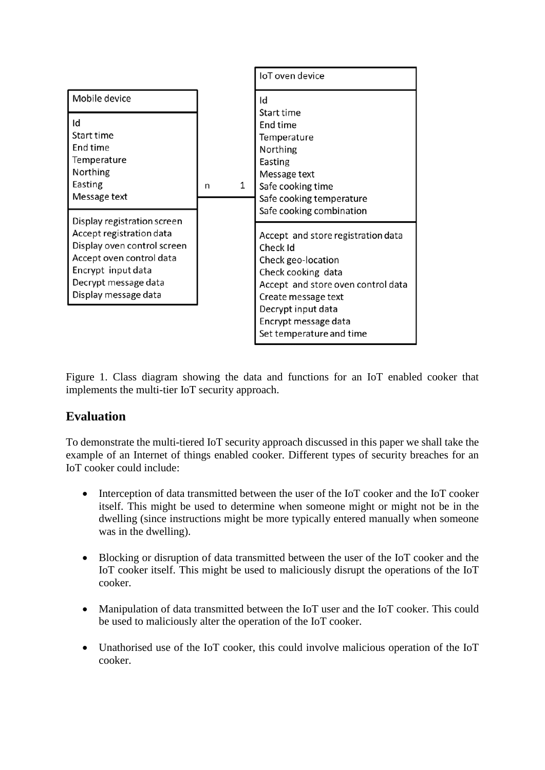| Mobile device | | | IoT oven device |
|---|---|---|---|
| Id | | | Id |
| Start time | | | Start time |
| End time | | | End time |
| Temperature | | | Temperature |
| Northing | | | Northing |
| Easting | n | 1 | Easting |
| Message text | | | Message text |
| | | | Safe cooking time |
| | | | Safe cooking temperature |
| | | | Safe cooking combination |
| Display registration screen | | | Accept and store registration data |
| Accept registration data | | | Check Id |
| Display oven control screen | | | Check geo-location |
| Accept oven control data | | | Check cooking data |
| Encrypt input data | | | Accept and store oven control data |
| Decrypt message data | | | Create message text |
| Display message data | | | Decrypt input data |
| | | | Encrypt message data |
| | | | Set temperature and time |

Figure 1. Class diagram showing the data and functions for an IoT enabled cooker that implements the multi-tier IoT security approach.

## Evaluation

To demonstrate the multi-tiered IoT security approach discussed in this paper we shall take the example of an Internet of things enabled cooker. Different types of security breaches for an IoT cooker could include:

- Interception of data transmitted between the user of the IoT cooker and the IoT cooker itself. This might be used to determine when someone might or might not be in the dwelling (since instructions might be more typically entered manually when someone was in the dwelling).

- Blocking or disruption of data transmitted between the user of the IoT cooker and the IoT cooker itself. This might be used to maliciously disrupt the operations of the IoT cooker.

- Manipulation of data transmitted between the IoT user and the IoT cooker. This could be used to maliciously alter the operation of the IoT cooker.

- Unathorised use of the IoT cooker, this could involve malicious operation of the IoT cooker.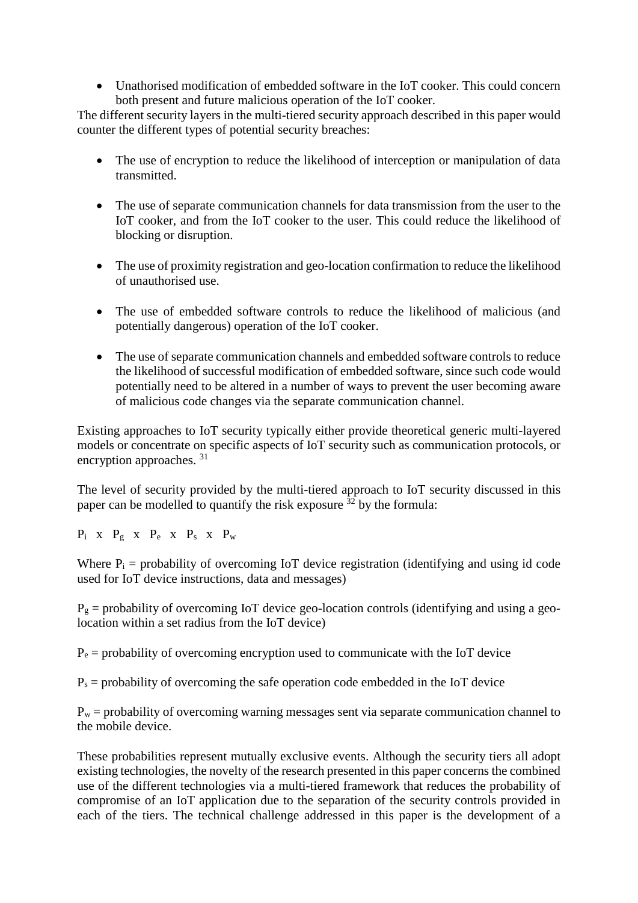- Unathorised modification of embedded software in the IoT cooker. This could concern both present and future malicious operation of the IoT cooker.

The different security layers in the multi-tiered security approach described in this paper would counter the different types of potential security breaches:

- The use of encryption to reduce the likelihood of interception or manipulation of data transmitted.

- The use of separate communication channels for data transmission from the user to the IoT cooker, and from the IoT cooker to the user. This could reduce the likelihood of blocking or disruption.

- The use of proximity registration and geo-location confirmation to reduce the likelihood of unauthorised use.

- The use of embedded software controls to reduce the likelihood of malicious (and potentially dangerous) operation of the IoT cooker.

- The use of separate communication channels and embedded software controls to reduce the likelihood of successful modification of embedded software, since such code would potentially need to be altered in a number of ways to prevent the user becoming aware of malicious code changes via the separate communication channel.

Existing approaches to IoT security typically either provide theoretical generic multi-layered models or concentrate on specific aspects of IoT security such as communication protocols, or encryption approaches. [31]

The level of security provided by the multi-tiered approach to IoT security discussed in this paper can be modelled to quantify the risk exposure [32] by the formula:

$$P_i \times P_g \times P_e \times P_s \times P_w$$

Where $P_i$ = probability of overcoming IoT device registration (identifying and using id code used for IoT device instructions, data and messages)

$P_g$ = probability of overcoming IoT device geo-location controls (identifying and using a geo-location within a set radius from the IoT device)

$P_e$ = probability of overcoming encryption used to communicate with the IoT device

$P_s$ = probability of overcoming the safe operation code embedded in the IoT device

$P_w$ = probability of overcoming warning messages sent via separate communication channel to the mobile device.

These probabilities represent mutually exclusive events. Although the security tiers all adopt existing technologies, the novelty of the research presented in this paper concerns the combined use of the different technologies via a multi-tiered framework that reduces the probability of compromise of an IoT application due to the separation of the security controls provided in each of the tiers. The technical challenge addressed in this paper is the development of a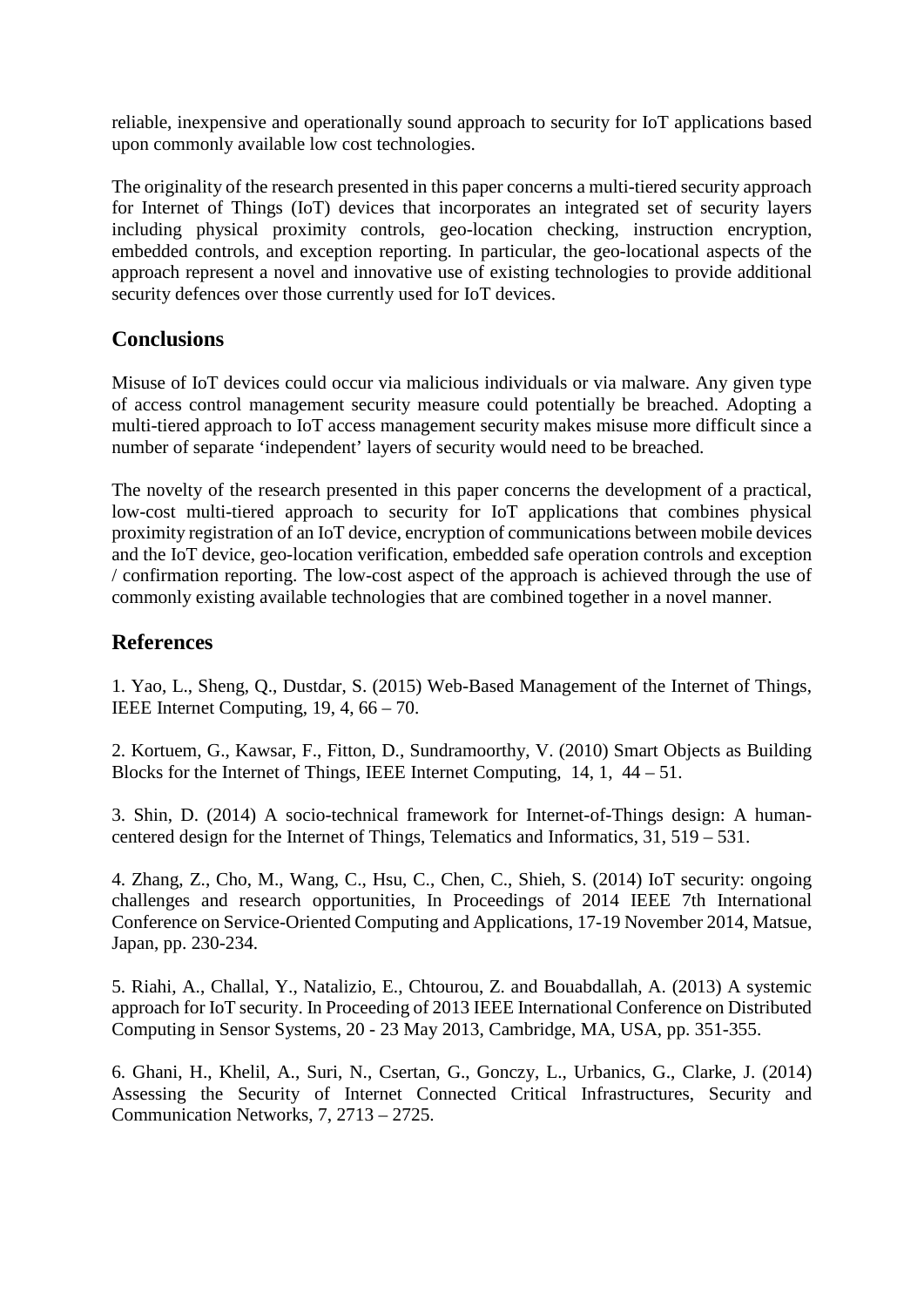reliable, inexpensive and operationally sound approach to security for IoT applications based upon commonly available low cost technologies.

The originality of the research presented in this paper concerns a multi-tiered security approach for Internet of Things (IoT) devices that incorporates an integrated set of security layers including physical proximity controls, geo-location checking, instruction encryption, embedded controls, and exception reporting. In particular, the geo-locational aspects of the approach represent a novel and innovative use of existing technologies to provide additional security defences over those currently used for IoT devices.

## Conclusions

Misuse of IoT devices could occur via malicious individuals or via malware. Any given type of access control management security measure could potentially be breached. Adopting a multi-tiered approach to IoT access management security makes misuse more difficult since a number of separate 'independent' layers of security would need to be breached.

The novelty of the research presented in this paper concerns the development of a practical, low-cost multi-tiered approach to security for IoT applications that combines physical proximity registration of an IoT device, encryption of communications between mobile devices and the IoT device, geo-location verification, embedded safe operation controls and exception / confirmation reporting. The low-cost aspect of the approach is achieved through the use of commonly existing available technologies that are combined together in a novel manner.

## References

1. Yao, L., Sheng, Q., Dustdar, S. (2015) Web-Based Management of the Internet of Things, IEEE Internet Computing, 19, 4, 66 – 70.

2. Kortuem, G., Kawsar, F., Fitton, D., Sundramoorthy, V. (2010) Smart Objects as Building Blocks for the Internet of Things, IEEE Internet Computing, 14, 1, 44 – 51.

3. Shin, D. (2014) A socio-technical framework for Internet-of-Things design: A human-centered design for the Internet of Things, Telematics and Informatics, 31, 519 – 531.

4. Zhang, Z., Cho, M., Wang, C., Hsu, C., Chen, C., Shieh, S. (2014) IoT security: ongoing challenges and research opportunities, In Proceedings of 2014 IEEE 7th International Conference on Service-Oriented Computing and Applications, 17-19 November 2014, Matsue, Japan, pp. 230-234.

5. Riahi, A., Challal, Y., Natalizio, E., Chtourou, Z. and Bouabdallah, A. (2013) A systemic approach for IoT security. In Proceeding of 2013 IEEE International Conference on Distributed Computing in Sensor Systems, 20 - 23 May 2013, Cambridge, MA, USA, pp. 351-355.

6. Ghani, H., Khelil, A., Suri, N., Csertan, G., Gonczy, L., Urbanics, G., Clarke, J. (2014) Assessing the Security of Internet Connected Critical Infrastructures, Security and Communication Networks, 7, 2713 – 2725.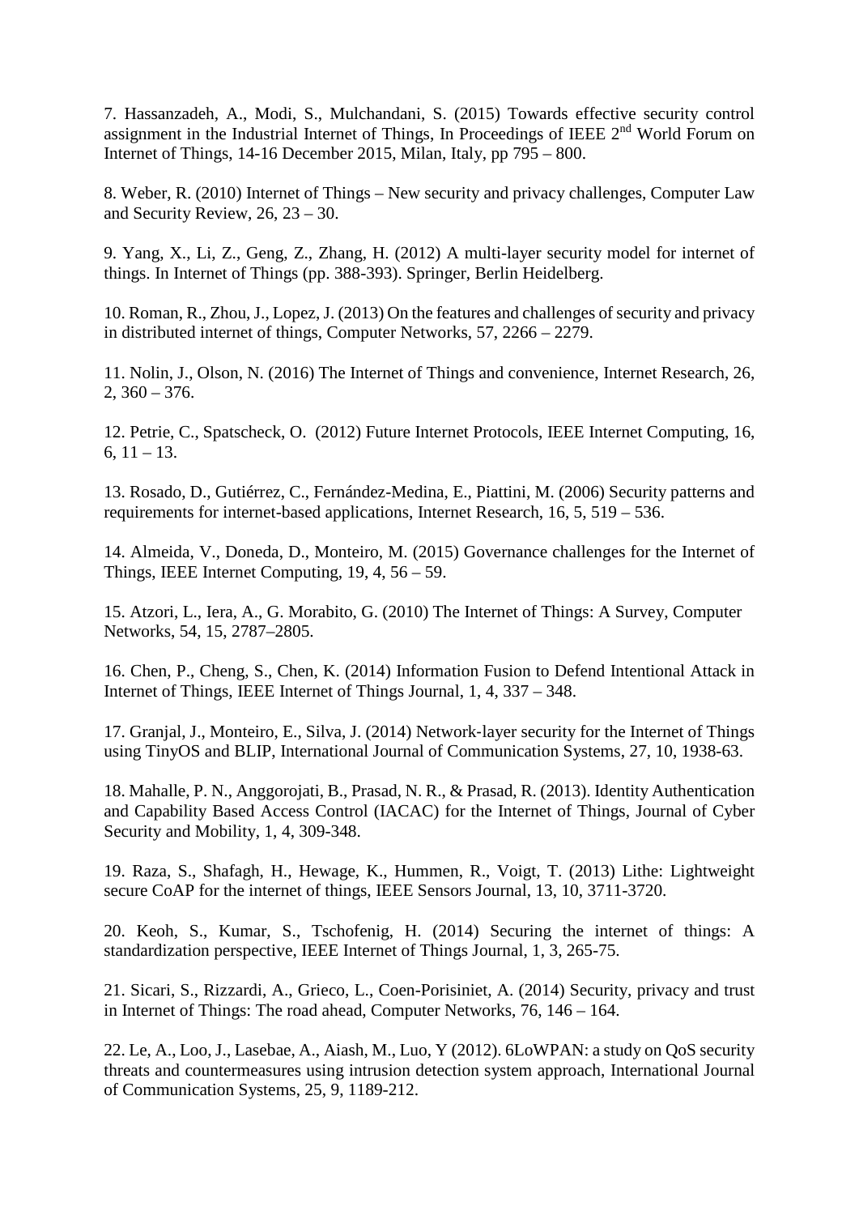7. Hassanzadeh, A., Modi, S., Mulchandani, S. (2015) Towards effective security control assignment in the Industrial Internet of Things, In Proceedings of IEEE 2nd World Forum on Internet of Things, 14-16 December 2015, Milan, Italy, pp 795 – 800.

8. Weber, R. (2010) Internet of Things – New security and privacy challenges, Computer Law and Security Review, 26, 23 – 30.

9. Yang, X., Li, Z., Geng, Z., Zhang, H. (2012) A multi-layer security model for internet of things. In Internet of Things (pp. 388-393). Springer, Berlin Heidelberg.

10. Roman, R., Zhou, J., Lopez, J. (2013) On the features and challenges of security and privacy in distributed internet of things, Computer Networks, 57, 2266 – 2279.

11. Nolin, J., Olson, N. (2016) The Internet of Things and convenience, Internet Research, 26, 2, 360 – 376.

12. Petrie, C., Spatscheck, O. (2012) Future Internet Protocols, IEEE Internet Computing, 16, 6, 11 – 13.

13. Rosado, D., Gutiérrez, C., Fernández-Medina, E., Piattini, M. (2006) Security patterns and requirements for internet-based applications, Internet Research, 16, 5, 519 – 536.

14. Almeida, V., Doneda, D., Monteiro, M. (2015) Governance challenges for the Internet of Things, IEEE Internet Computing, 19, 4, 56 – 59.

15. Atzori, L., Iera, A., G. Morabito, G. (2010) The Internet of Things: A Survey, Computer Networks, 54, 15, 2787–2805.

16. Chen, P., Cheng, S., Chen, K. (2014) Information Fusion to Defend Intentional Attack in Internet of Things, IEEE Internet of Things Journal, 1, 4, 337 – 348.

17. Granjal, J., Monteiro, E., Silva, J. (2014) Network-layer security for the Internet of Things using TinyOS and BLIP, International Journal of Communication Systems, 27, 10, 1938-63.

18. Mahalle, P. N., Anggorojati, B., Prasad, N. R., & Prasad, R. (2013). Identity Authentication and Capability Based Access Control (IACAC) for the Internet of Things, Journal of Cyber Security and Mobility, 1, 4, 309-348.

19. Raza, S., Shafagh, H., Hewage, K., Hummen, R., Voigt, T. (2013) Lithe: Lightweight secure CoAP for the internet of things, IEEE Sensors Journal, 13, 10, 3711-3720.

20. Keoh, S., Kumar, S., Tschofenig, H. (2014) Securing the internet of things: A standardization perspective, IEEE Internet of Things Journal, 1, 3, 265-75.

21. Sicari, S., Rizzardi, A., Grieco, L., Coen-Porisiniet, A. (2014) Security, privacy and trust in Internet of Things: The road ahead, Computer Networks, 76, 146 – 164.

22. Le, A., Loo, J., Lasebae, A., Aiash, M., Luo, Y (2012). 6LoWPAN: a study on QoS security threats and countermeasures using intrusion detection system approach, International Journal of Communication Systems, 25, 9, 1189-212.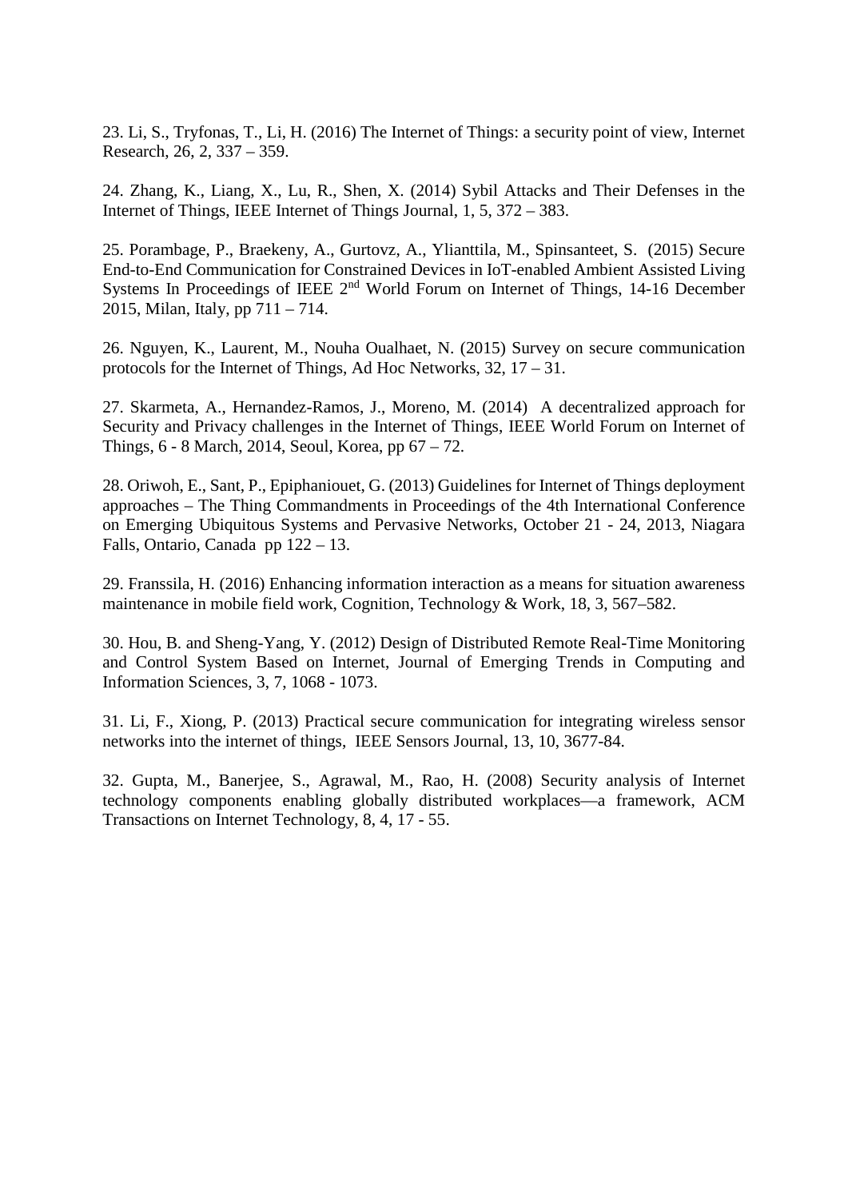23. Li, S., Tryfonas, T., Li, H. (2016) The Internet of Things: a security point of view, Internet Research, 26, 2, 337 – 359.

24. Zhang, K., Liang, X., Lu, R., Shen, X. (2014) Sybil Attacks and Their Defenses in the Internet of Things, IEEE Internet of Things Journal, 1, 5, 372 – 383.

25. Porambage, P., Braekeny, A., Gurtovz, A., Ylianttila, M., Spinsanteet, S. (2015) Secure End-to-End Communication for Constrained Devices in IoT-enabled Ambient Assisted Living Systems In Proceedings of IEEE 2nd World Forum on Internet of Things, 14-16 December 2015, Milan, Italy, pp 711 – 714.

26. Nguyen, K., Laurent, M., Nouha Oualhaet, N. (2015) Survey on secure communication protocols for the Internet of Things, Ad Hoc Networks, 32, 17 – 31.

27. Skarmeta, A., Hernandez-Ramos, J., Moreno, M. (2014) A decentralized approach for Security and Privacy challenges in the Internet of Things, IEEE World Forum on Internet of Things, 6 - 8 March, 2014, Seoul, Korea, pp 67 – 72.

28. Oriwoh, E., Sant, P., Epiphaniouet, G. (2013) Guidelines for Internet of Things deployment approaches – The Thing Commandments in Proceedings of the 4th International Conference on Emerging Ubiquitous Systems and Pervasive Networks, October 21 - 24, 2013, Niagara Falls, Ontario, Canada pp 122 – 13.

29. Franssila, H. (2016) Enhancing information interaction as a means for situation awareness maintenance in mobile field work, Cognition, Technology & Work, 18, 3, 567–582.

30. Hou, B. and Sheng-Yang, Y. (2012) Design of Distributed Remote Real-Time Monitoring and Control System Based on Internet, Journal of Emerging Trends in Computing and Information Sciences, 3, 7, 1068 - 1073.

31. Li, F., Xiong, P. (2013) Practical secure communication for integrating wireless sensor networks into the internet of things, IEEE Sensors Journal, 13, 10, 3677-84.

32. Gupta, M., Banerjee, S., Agrawal, M., Rao, H. (2008) Security analysis of Internet technology components enabling globally distributed workplaces—a framework, ACM Transactions on Internet Technology, 8, 4, 17 - 55.